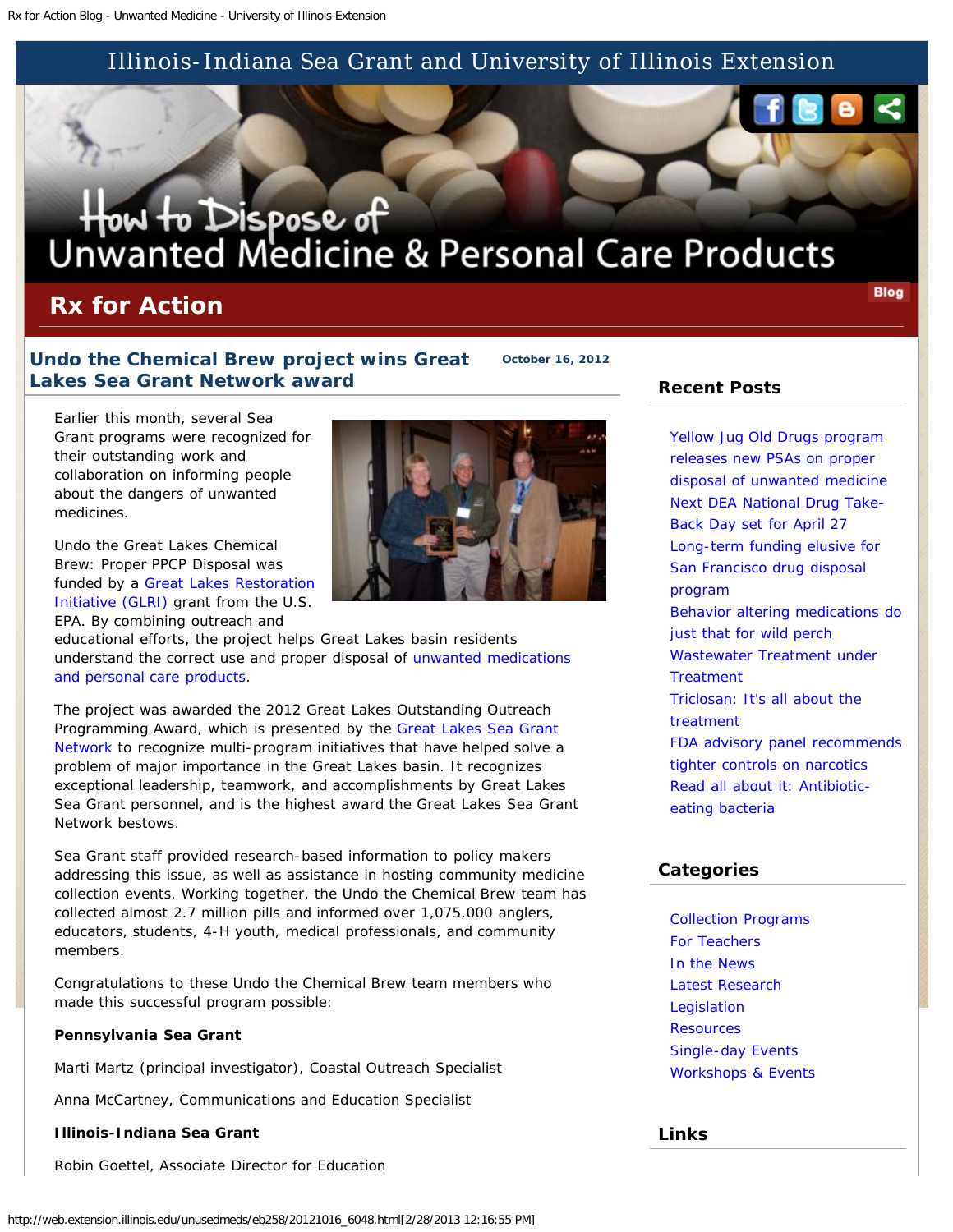Illinois-Indiana Sea Grant and University of Illinois Extension

# How to Dispose of Unwanted Medicine & Personal Care Products

## Rx for Action

Blog

## Undo the Chemical Brew project wins Great Lakes Sea Grant Network award

October 16, 2012

Earlier this month, several Sea Grant programs were recognized for their outstanding work and collaboration on informing people about the dangers of unwanted medicines.

Undo the Great Lakes Chemical Brew: Proper PPCP Disposal was funded by a Great Lakes Restoration Initiative (GLRI) grant from the U.S. EPA. By combining outreach and educational efforts, the project helps Great Lakes basin residents understand the correct use and proper disposal of unwanted medications and personal care products.

The project was awarded the 2012 Great Lakes Outstanding Outreach Programming Award, which is presented by the Great Lakes Sea Grant Network to recognize multi-program initiatives that have helped solve a problem of major importance in the Great Lakes basin. It recognizes exceptional leadership, teamwork, and accomplishments by Great Lakes Sea Grant personnel, and is the highest award the Great Lakes Sea Grant Network bestows.

Sea Grant staff provided research-based information to policy makers addressing this issue, as well as assistance in hosting community medicine collection events. Working together, the Undo the Chemical Brew team has collected almost 2.7 million pills and informed over 1,075,000 anglers, educators, students, 4-H youth, medical professionals, and community members.

Congratulations to these Undo the Chemical Brew team members who made this successful program possible:

**Pennsylvania Sea Grant**

Marti Martz (principal investigator), Coastal Outreach Specialist

Anna McCartney, Communications and Education Specialist

**Illinois-Indiana Sea Grant**

Robin Goettel, Associate Director for Education

### Recent Posts

- Yellow Jug Old Drugs program releases new PSAs on proper disposal of unwanted medicine
- Next DEA National Drug Take-Back Day set for April 27
- Long-term funding elusive for San Francisco drug disposal program
- Behavior altering medications do just that for wild perch
- Wastewater Treatment under Treatment
- Triclosan: It's all about the treatment
- FDA advisory panel recommends tighter controls on narcotics
- Read all about it: Antibiotic-eating bacteria

### Categories

- Collection Programs
- For Teachers
- In the News
- Latest Research
- Legislation
- Resources
- Single-day Events
- Workshops & Events

### Links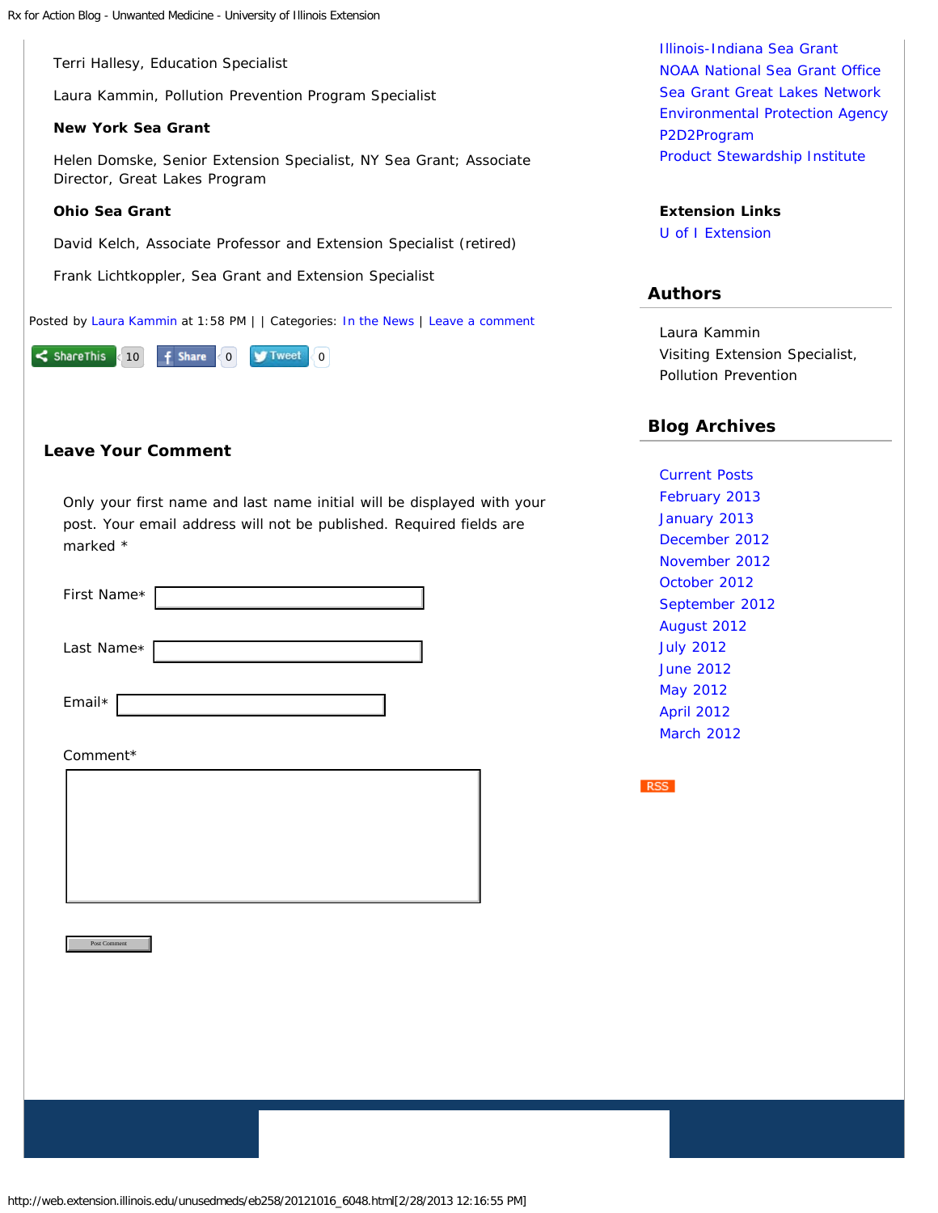Terri Hallesy, Education Specialist

Laura Kammin, Pollution Prevention Program Specialist

**New York Sea Grant**

Helen Domske, Senior Extension Specialist, NY Sea Grant; Associate Director, Great Lakes Program

**Ohio Sea Grant**

David Kelch, Associate Professor and Extension Specialist (retired)

Frank Lichtkoppler, Sea Grant and Extension Specialist

Posted by Laura Kammin at 1:58 PM | | Categories: In the News | Leave a comment

ShareThis 10 Share 0 Tweet 0

### Leave Your Comment

Only your first name and last name initial will be displayed with your post. Your email address will not be published. Required fields are marked *

First Name*

Last Name*

Email*

Comment*

Post Comment

Illinois-Indiana Sea Grant
NOAA National Sea Grant Office
Sea Grant Great Lakes Network
Environmental Protection Agency
P2D2Program
Product Stewardship Institute

**Extension Links**

U of I Extension

## Authors

Laura Kammin
Visiting Extension Specialist, Pollution Prevention

## Blog Archives

- Current Posts
- February 2013
- January 2013
- December 2012
- November 2012
- October 2012
- September 2012
- August 2012
- July 2012
- June 2012
- May 2012
- April 2012
- March 2012

RSS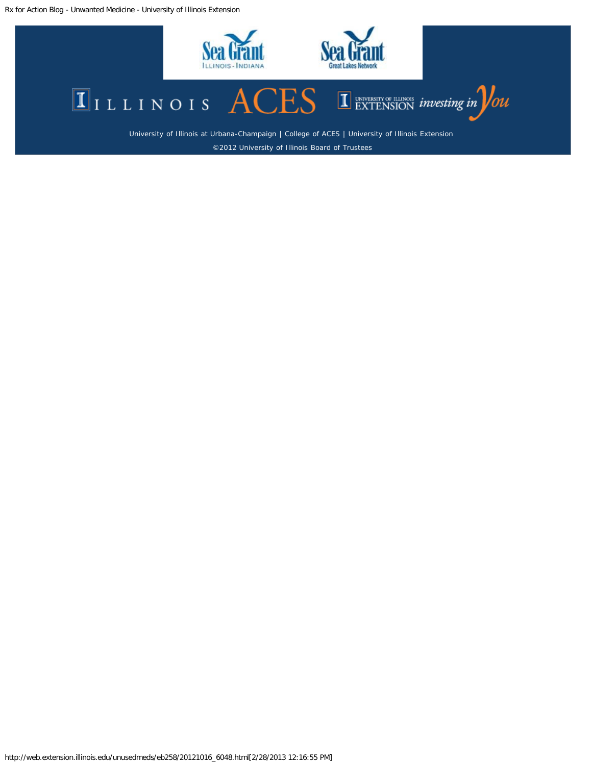University of Illinois at Urbana-Champaign | College of ACES | University of Illinois Extension

©2012 University of Illinois Board of Trustees